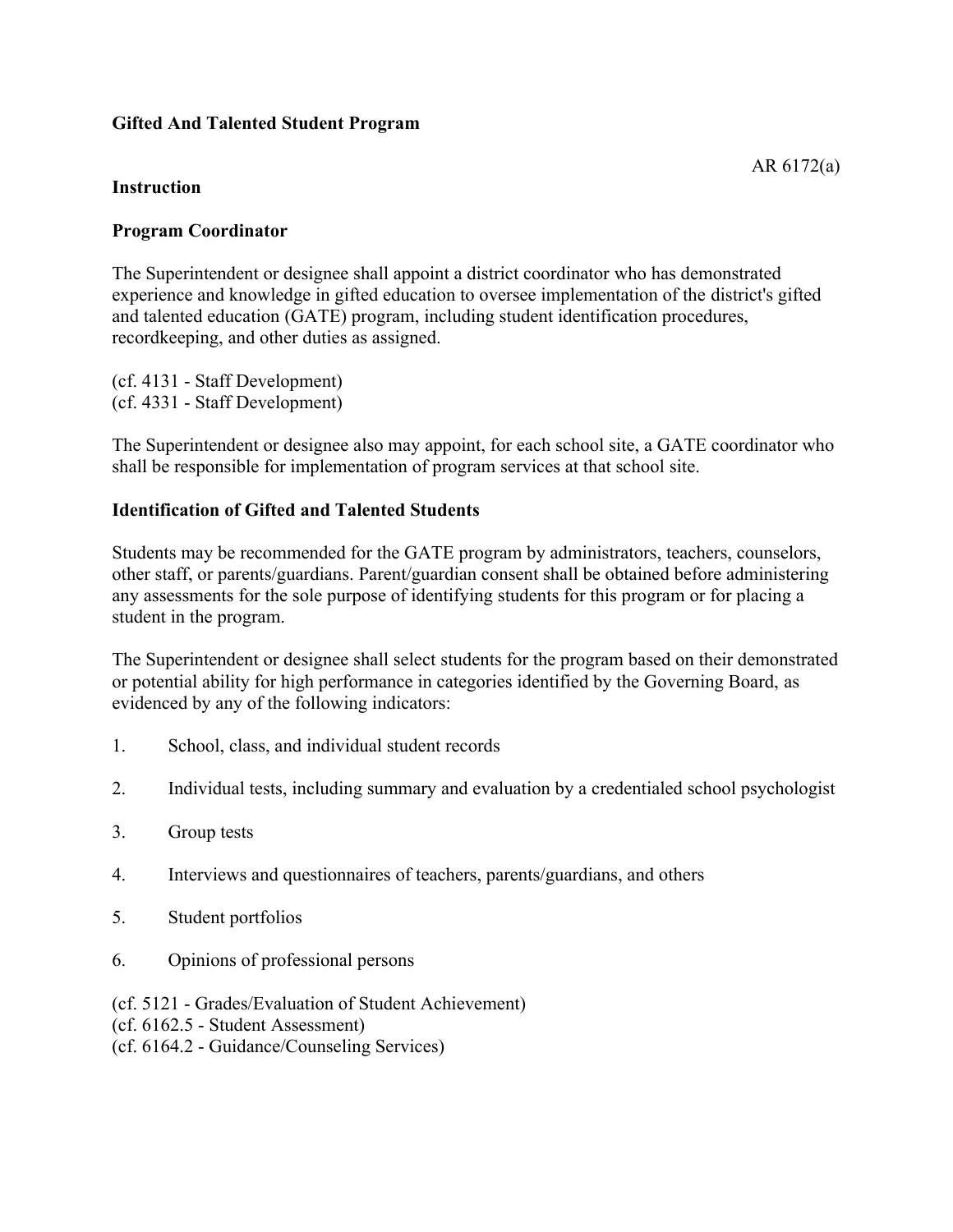**Gifted And Talented Student Program**

AR 6172(a)

**Instruction**

**Program Coordinator**

The Superintendent or designee shall appoint a district coordinator who has demonstrated experience and knowledge in gifted education to oversee implementation of the district's gifted and talented education (GATE) program, including student identification procedures, recordkeeping, and other duties as assigned.

(cf. 4131 - Staff Development)
(cf. 4331 - Staff Development)

The Superintendent or designee also may appoint, for each school site, a GATE coordinator who shall be responsible for implementation of program services at that school site.

**Identification of Gifted and Talented Students**

Students may be recommended for the GATE program by administrators, teachers, counselors, other staff, or parents/guardians. Parent/guardian consent shall be obtained before administering any assessments for the sole purpose of identifying students for this program or for placing a student in the program.

The Superintendent or designee shall select students for the program based on their demonstrated or potential ability for high performance in categories identified by the Governing Board, as evidenced by any of the following indicators:

1. School, class, and individual student records
2. Individual tests, including summary and evaluation by a credentialed school psychologist
3. Group tests
4. Interviews and questionnaires of teachers, parents/guardians, and others
5. Student portfolios
6. Opinions of professional persons

(cf. 5121 - Grades/Evaluation of Student Achievement)
(cf. 6162.5 - Student Assessment)
(cf. 6164.2 - Guidance/Counseling Services)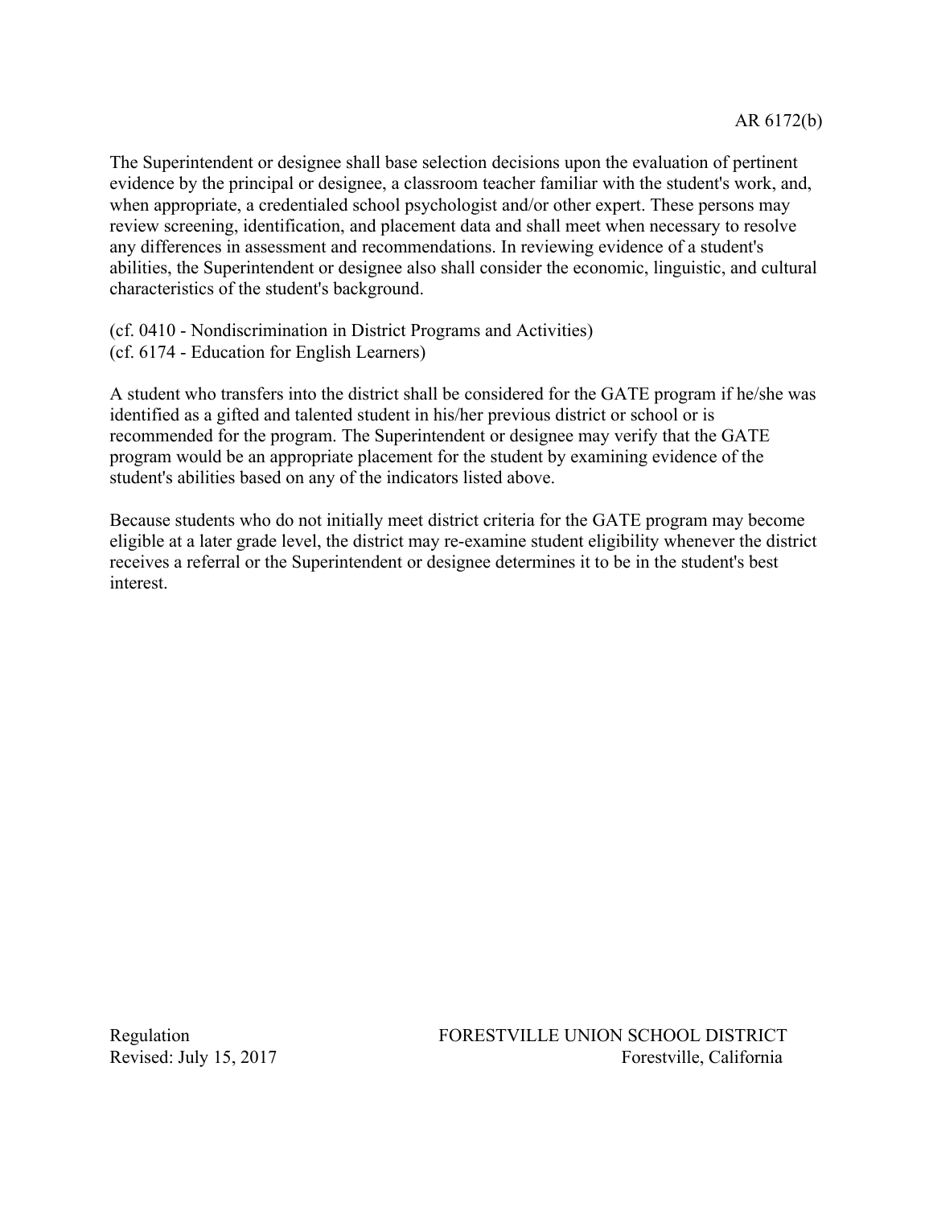The Superintendent or designee shall base selection decisions upon the evaluation of pertinent evidence by the principal or designee, a classroom teacher familiar with the student's work, and, when appropriate, a credentialed school psychologist and/or other expert. These persons may review screening, identification, and placement data and shall meet when necessary to resolve any differences in assessment and recommendations. In reviewing evidence of a student's abilities, the Superintendent or designee also shall consider the economic, linguistic, and cultural characteristics of the student's background.

(cf. 0410 - Nondiscrimination in District Programs and Activities)
(cf. 6174 - Education for English Learners)

A student who transfers into the district shall be considered for the GATE program if he/she was identified as a gifted and talented student in his/her previous district or school or is recommended for the program. The Superintendent or designee may verify that the GATE program would be an appropriate placement for the student by examining evidence of the student's abilities based on any of the indicators listed above.

Because students who do not initially meet district criteria for the GATE program may become eligible at a later grade level, the district may re-examine student eligibility whenever the district receives a referral or the Superintendent or designee determines it to be in the student's best interest.

Regulation
Revised: July 15, 2017

FORESTVILLE UNION SCHOOL DISTRICT
Forestville, California